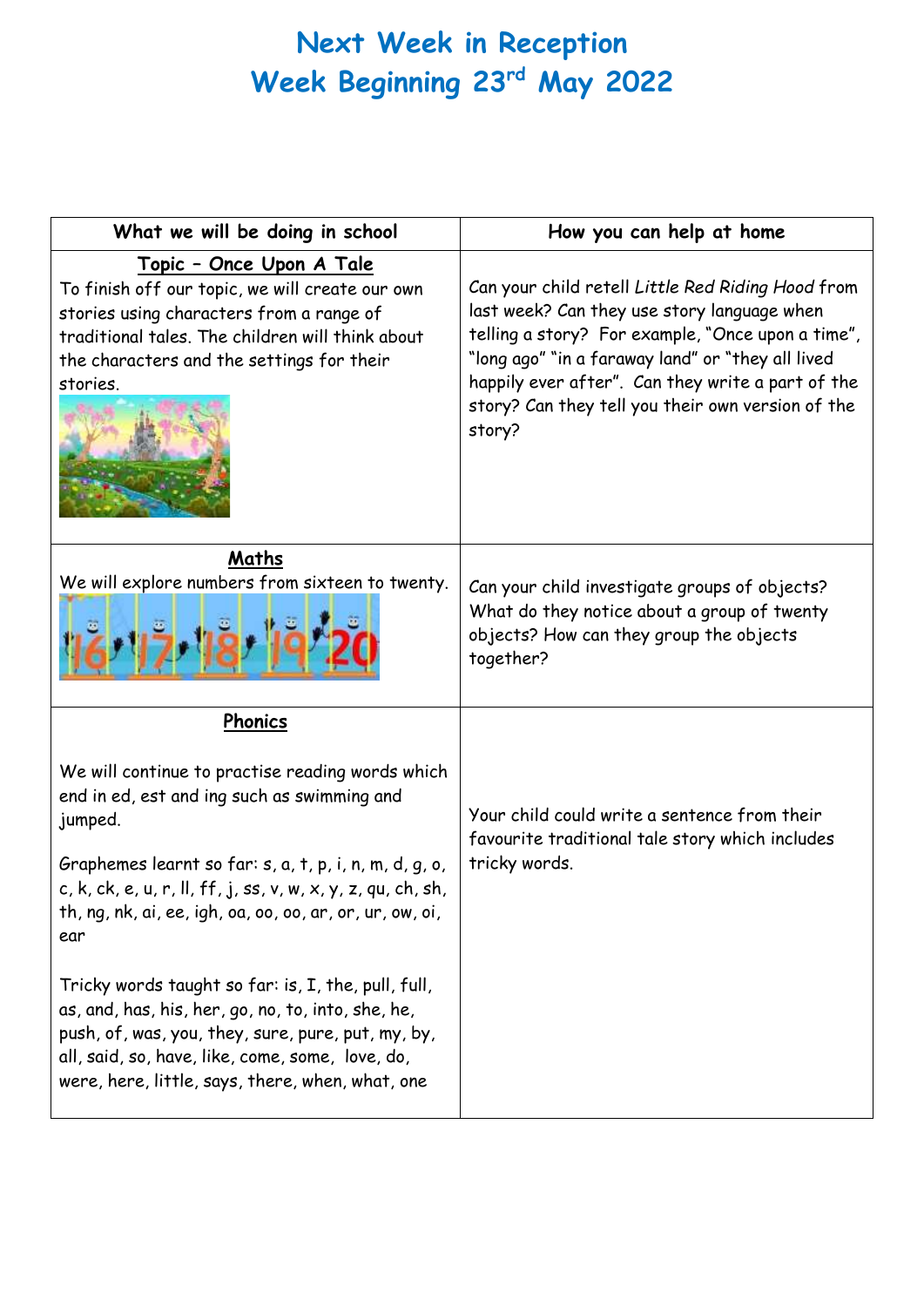# Next Week in Reception
# Week Beginning 23rd May 2022

| What we will be doing in school | How you can help at home |
| --- | --- |
| **<u>Topic – Once Upon A Tale</u>**<br>To finish off our topic, we will create our own stories using characters from a range of traditional tales. The children will think about the characters and the settings for their stories. | Can your child retell *Little Red Riding Hood* from last week? Can they use story language when telling a story? For example, "Once upon a time", "long ago" "in a faraway land" or "they all lived happily ever after". Can they write a part of the story? Can they tell you their own version of the story? |
| **<u>Maths</u>**<br>We will explore numbers from sixteen to twenty. | Can your child investigate groups of objects? What do they notice about a group of twenty objects? How can they group the objects together? |
| **<u>Phonics</u>**<br><br>We will continue to practise reading words which end in ed, est and ing such as swimming and jumped.<br><br>Graphemes learnt so far: s, a, t, p, i, n, m, d, g, o, c, k, ck, e, u, r, ll, ff, j, ss, v, w, x, y, z, qu, ch, sh, th, ng, nk, ai, ee, igh, oa, oo, oo, ar, or, ur, ow, oi, ear<br><br>Tricky words taught so far: is, I, the, pull, full, as, and, has, his, her, go, no, to, into, she, he, push, of, was, you, they, sure, pure, put, my, by, all, said, so, have, like, come, some, love, do, were, here, little, says, there, when, what, one | Your child could write a sentence from their favourite traditional tale story which includes tricky words. |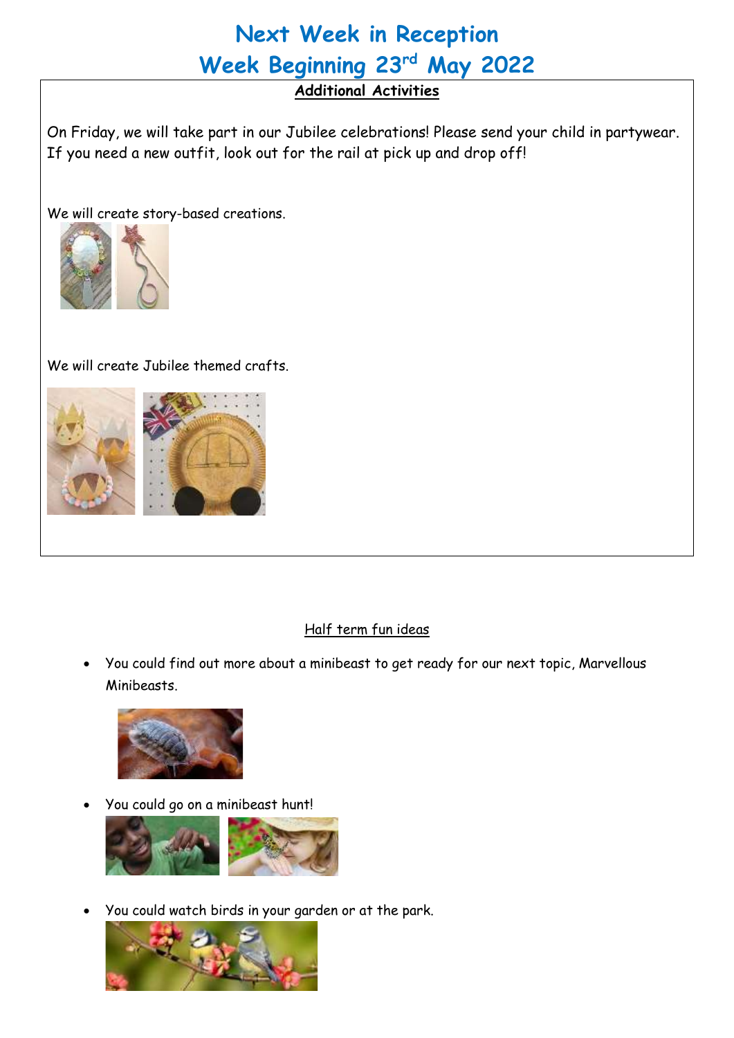# Next Week in Reception

# Week Beginning 23rd May 2022

**Additional Activities**

On Friday, we will take part in our Jubilee celebrations! Please send your child in partywear. If you need a new outfit, look out for the rail at pick up and drop off!

We will create story-based creations.

We will create Jubilee themed crafts.

Half term fun ideas

- You could find out more about a minibeast to get ready for our next topic, Marvellous Minibeasts.
- You could go on a minibeast hunt!
- You could watch birds in your garden or at the park.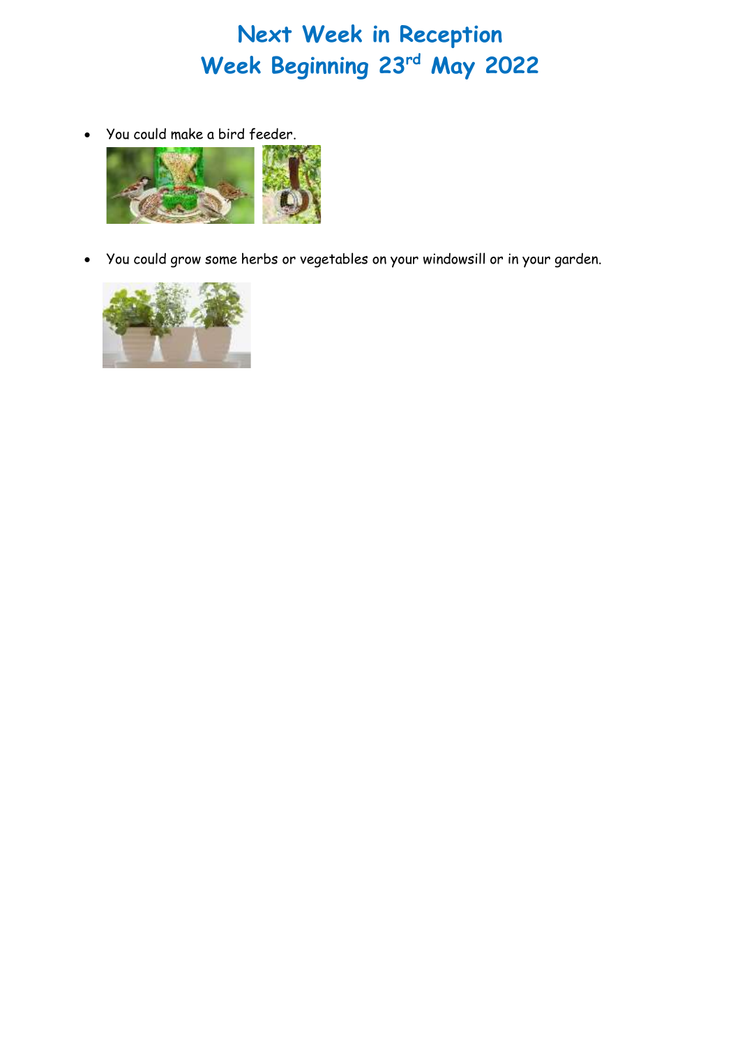# Next Week in Reception
# Week Beginning 23rd May 2022

- You could make a bird feeder.

- You could grow some herbs or vegetables on your windowsill or in your garden.